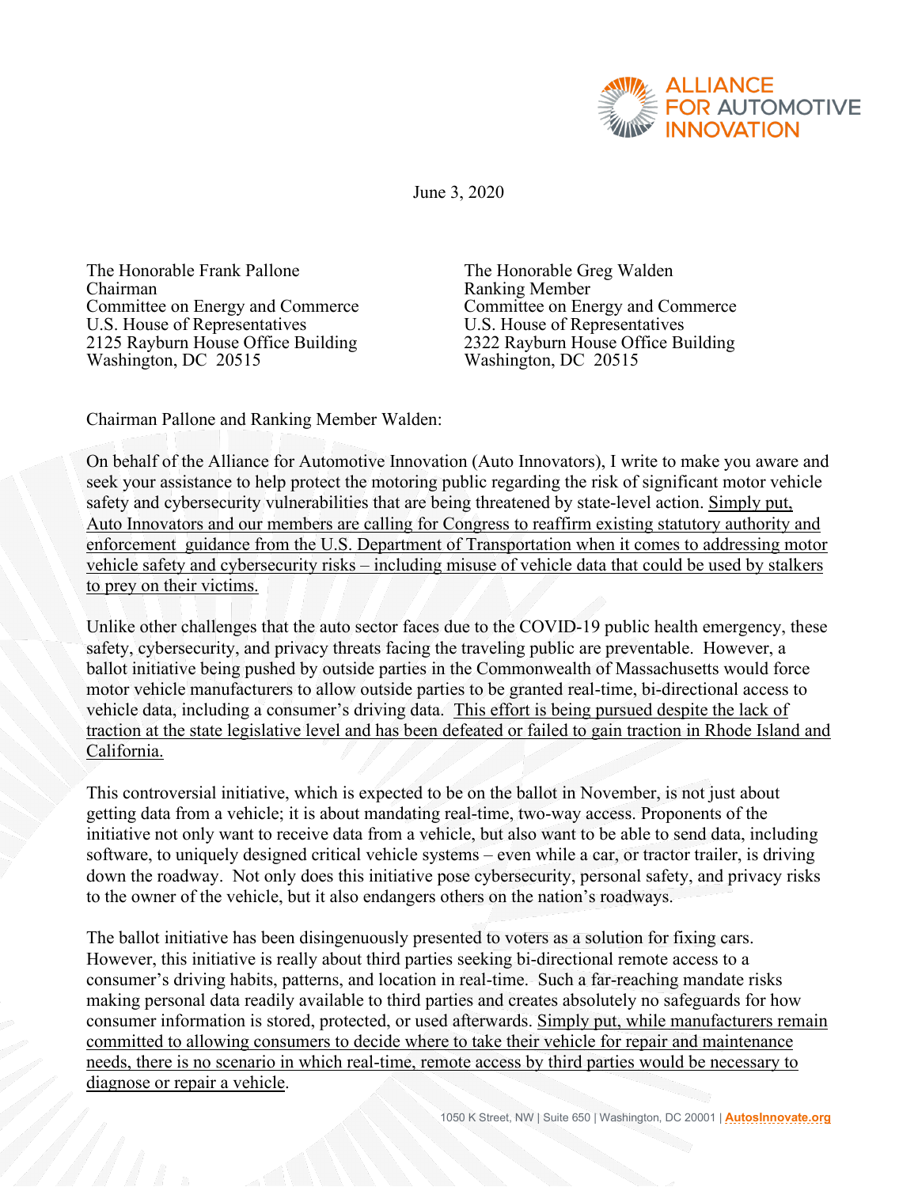ALLIANCE FOR AUTOMOTIVE INNOVATION

June 3, 2020

The Honorable Frank Pallone
Chairman
Committee on Energy and Commerce
U.S. House of Representatives
2125 Rayburn House Office Building
Washington, DC 20515

The Honorable Greg Walden
Ranking Member
Committee on Energy and Commerce
U.S. House of Representatives
2322 Rayburn House Office Building
Washington, DC 20515

Chairman Pallone and Ranking Member Walden:

On behalf of the Alliance for Automotive Innovation (Auto Innovators), I write to make you aware and seek your assistance to help protect the motoring public regarding the risk of significant motor vehicle safety and cybersecurity vulnerabilities that are being threatened by state-level action. <u>Simply put, Auto Innovators and our members are calling for Congress to reaffirm existing statutory authority and enforcement guidance from the U.S. Department of Transportation when it comes to addressing motor vehicle safety and cybersecurity risks – including misuse of vehicle data that could be used by stalkers to prey on their victims.</u>

Unlike other challenges that the auto sector faces due to the COVID-19 public health emergency, these safety, cybersecurity, and privacy threats facing the traveling public are preventable. However, a ballot initiative being pushed by outside parties in the Commonwealth of Massachusetts would force motor vehicle manufacturers to allow outside parties to be granted real-time, bi-directional access to vehicle data, including a consumer's driving data. <u>This effort is being pursued despite the lack of traction at the state legislative level and has been defeated or failed to gain traction in Rhode Island and California.</u>

This controversial initiative, which is expected to be on the ballot in November, is not just about getting data from a vehicle; it is about mandating real-time, two-way access. Proponents of the initiative not only want to receive data from a vehicle, but also want to be able to send data, including software, to uniquely designed critical vehicle systems – even while a car, or tractor trailer, is driving down the roadway. Not only does this initiative pose cybersecurity, personal safety, and privacy risks to the owner of the vehicle, but it also endangers others on the nation's roadways.

The ballot initiative has been disingenuously presented to voters as a solution for fixing cars. However, this initiative is really about third parties seeking bi-directional remote access to a consumer's driving habits, patterns, and location in real-time. Such a far-reaching mandate risks making personal data readily available to third parties and creates absolutely no safeguards for how consumer information is stored, protected, or used afterwards. <u>Simply put, while manufacturers remain committed to allowing consumers to decide where to take their vehicle for repair and maintenance needs, there is no scenario in which real-time, remote access by third parties would be necessary to diagnose or repair a vehicle</u>.

1050 K Street, NW | Suite 650 | Washington, DC 20001 | AutosInnovate.org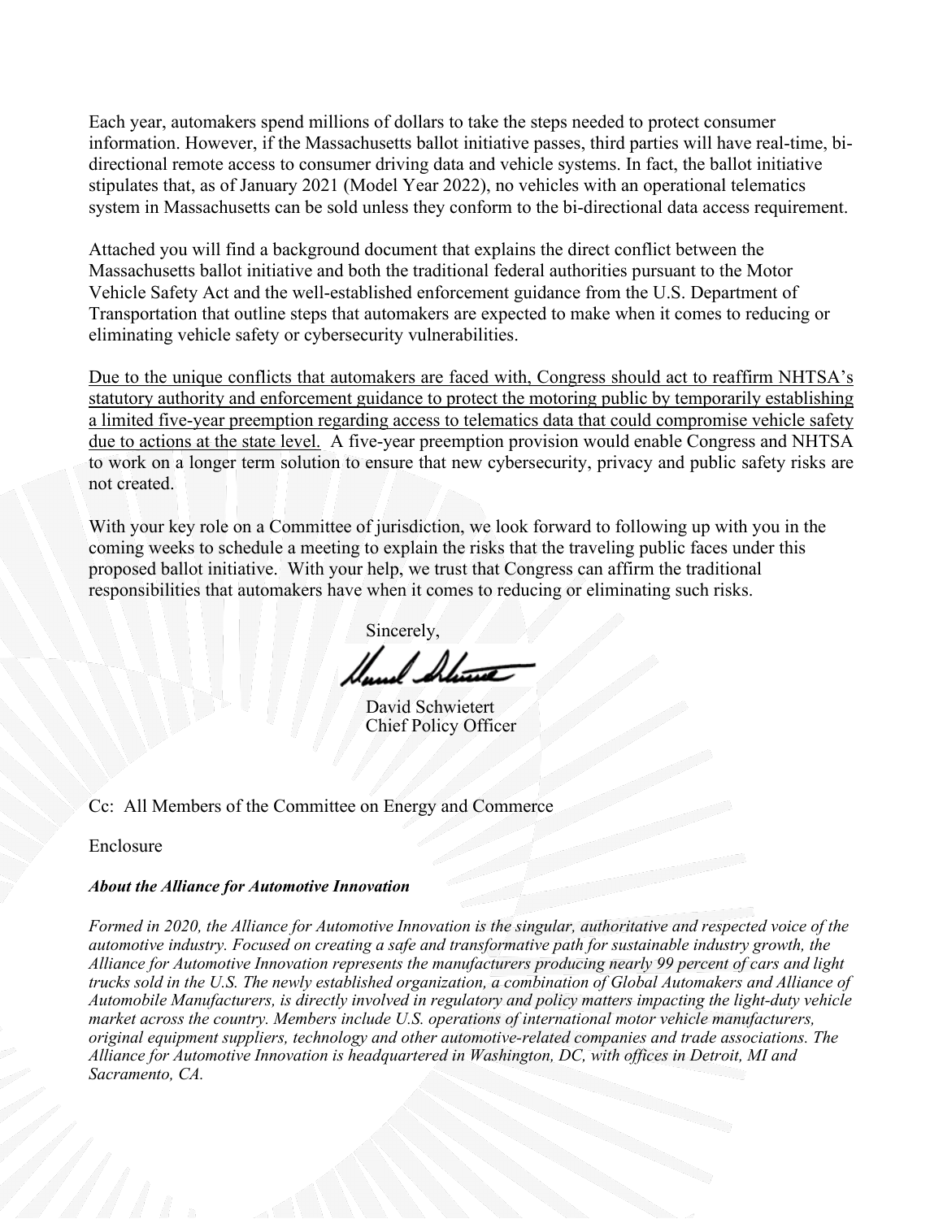Each year, automakers spend millions of dollars to take the steps needed to protect consumer information. However, if the Massachusetts ballot initiative passes, third parties will have real-time, bi-directional remote access to consumer driving data and vehicle systems. In fact, the ballot initiative stipulates that, as of January 2021 (Model Year 2022), no vehicles with an operational telematics system in Massachusetts can be sold unless they conform to the bi-directional data access requirement.

Attached you will find a background document that explains the direct conflict between the Massachusetts ballot initiative and both the traditional federal authorities pursuant to the Motor Vehicle Safety Act and the well-established enforcement guidance from the U.S. Department of Transportation that outline steps that automakers are expected to make when it comes to reducing or eliminating vehicle safety or cybersecurity vulnerabilities.

<u>Due to the unique conflicts that automakers are faced with, Congress should act to reaffirm NHTSA's statutory authority and enforcement guidance to protect the motoring public by temporarily establishing a limited five-year preemption regarding access to telematics data that could compromise vehicle safety due to actions at the state level.</u> A five-year preemption provision would enable Congress and NHTSA to work on a longer term solution to ensure that new cybersecurity, privacy and public safety risks are not created.

With your key role on a Committee of jurisdiction, we look forward to following up with you in the coming weeks to schedule a meeting to explain the risks that the traveling public faces under this proposed ballot initiative. With your help, we trust that Congress can affirm the traditional responsibilities that automakers have when it comes to reducing or eliminating such risks.

Sincerely,

David Schwietert
Chief Policy Officer

Cc: All Members of the Committee on Energy and Commerce

Enclosure

***About the Alliance for Automotive Innovation***

*Formed in 2020, the Alliance for Automotive Innovation is the singular, authoritative and respected voice of the automotive industry. Focused on creating a safe and transformative path for sustainable industry growth, the Alliance for Automotive Innovation represents the manufacturers producing nearly 99 percent of cars and light trucks sold in the U.S. The newly established organization, a combination of Global Automakers and Alliance of Automobile Manufacturers, is directly involved in regulatory and policy matters impacting the light-duty vehicle market across the country. Members include U.S. operations of international motor vehicle manufacturers, original equipment suppliers, technology and other automotive-related companies and trade associations. The Alliance for Automotive Innovation is headquartered in Washington, DC, with offices in Detroit, MI and Sacramento, CA.*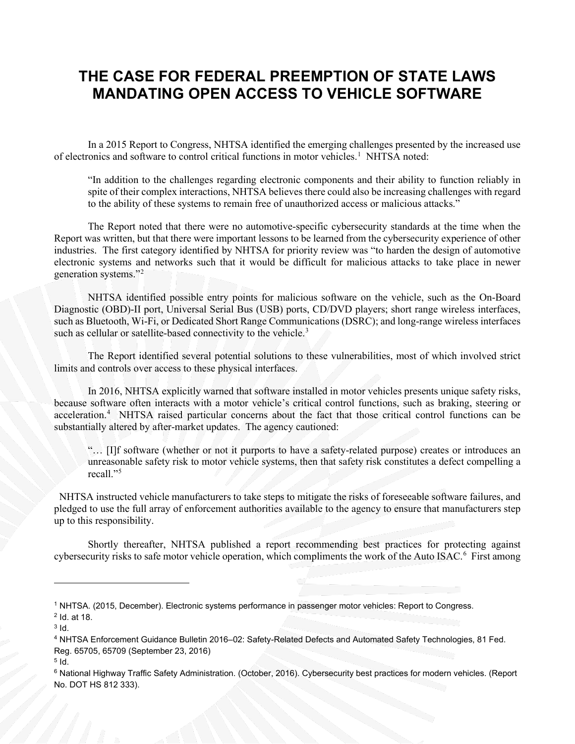# THE CASE FOR FEDERAL PREEMPTION OF STATE LAWS MANDATING OPEN ACCESS TO VEHICLE SOFTWARE

In a 2015 Report to Congress, NHTSA identified the emerging challenges presented by the increased use of electronics and software to control critical functions in motor vehicles.[1] NHTSA noted:

> "In addition to the challenges regarding electronic components and their ability to function reliably in spite of their complex interactions, NHTSA believes there could also be increasing challenges with regard to the ability of these systems to remain free of unauthorized access or malicious attacks."

The Report noted that there were no automotive-specific cybersecurity standards at the time when the Report was written, but that there were important lessons to be learned from the cybersecurity experience of other industries. The first category identified by NHTSA for priority review was "to harden the design of automotive electronic systems and networks such that it would be difficult for malicious attacks to take place in newer generation systems."[2]

NHTSA identified possible entry points for malicious software on the vehicle, such as the On-Board Diagnostic (OBD)-II port, Universal Serial Bus (USB) ports, CD/DVD players; short range wireless interfaces, such as Bluetooth, Wi-Fi, or Dedicated Short Range Communications (DSRC); and long-range wireless interfaces such as cellular or satellite-based connectivity to the vehicle.[3]

The Report identified several potential solutions to these vulnerabilities, most of which involved strict limits and controls over access to these physical interfaces.

In 2016, NHTSA explicitly warned that software installed in motor vehicles presents unique safety risks, because software often interacts with a motor vehicle's critical control functions, such as braking, steering or acceleration.[4] NHTSA raised particular concerns about the fact that those critical control functions can be substantially altered by after-market updates. The agency cautioned:

> "… [I]f software (whether or not it purports to have a safety-related purpose) creates or introduces an unreasonable safety risk to motor vehicle systems, then that safety risk constitutes a defect compelling a recall."[5]

NHTSA instructed vehicle manufacturers to take steps to mitigate the risks of foreseeable software failures, and pledged to use the full array of enforcement authorities available to the agency to ensure that manufacturers step up to this responsibility.

Shortly thereafter, NHTSA published a report recommending best practices for protecting against cybersecurity risks to safe motor vehicle operation, which compliments the work of the Auto ISAC.[6] First among

---

[1] NHTSA. (2015, December). Electronic systems performance in passenger motor vehicles: Report to Congress.

[2] Id. at 18.

[3] Id.

[4] NHTSA Enforcement Guidance Bulletin 2016–02: Safety-Related Defects and Automated Safety Technologies, 81 Fed. Reg. 65705, 65709 (September 23, 2016)

[5] Id.

[6] National Highway Traffic Safety Administration. (October, 2016). Cybersecurity best practices for modern vehicles. (Report No. DOT HS 812 333).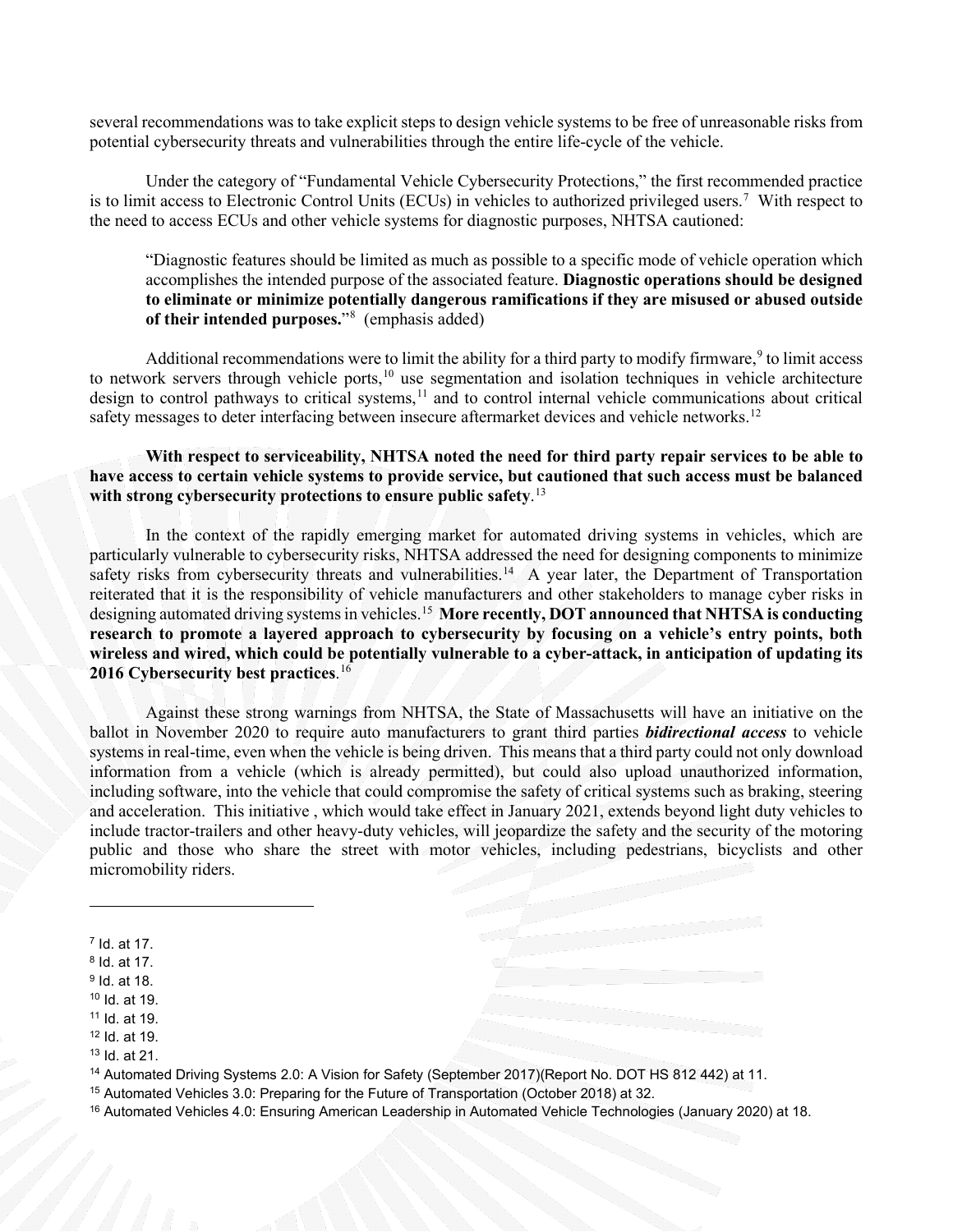several recommendations was to take explicit steps to design vehicle systems to be free of unreasonable risks from potential cybersecurity threats and vulnerabilities through the entire life-cycle of the vehicle.

Under the category of "Fundamental Vehicle Cybersecurity Protections," the first recommended practice is to limit access to Electronic Control Units (ECUs) in vehicles to authorized privileged users.[7] With respect to the need to access ECUs and other vehicle systems for diagnostic purposes, NHTSA cautioned:

> "Diagnostic features should be limited as much as possible to a specific mode of vehicle operation which accomplishes the intended purpose of the associated feature. **Diagnostic operations should be designed to eliminate or minimize potentially dangerous ramifications if they are misused or abused outside of their intended purposes.**"[8] (emphasis added)

Additional recommendations were to limit the ability for a third party to modify firmware,[9] to limit access to network servers through vehicle ports,[10] use segmentation and isolation techniques in vehicle architecture design to control pathways to critical systems,[11] and to control internal vehicle communications about critical safety messages to deter interfacing between insecure aftermarket devices and vehicle networks.[12]

**With respect to serviceability, NHTSA noted the need for third party repair services to be able to have access to certain vehicle systems to provide service, but cautioned that such access must be balanced with strong cybersecurity protections to ensure public safety**.[13]

In the context of the rapidly emerging market for automated driving systems in vehicles, which are particularly vulnerable to cybersecurity risks, NHTSA addressed the need for designing components to minimize safety risks from cybersecurity threats and vulnerabilities.[14] A year later, the Department of Transportation reiterated that it is the responsibility of vehicle manufacturers and other stakeholders to manage cyber risks in designing automated driving systems in vehicles.[15] **More recently, DOT announced that NHTSA is conducting research to promote a layered approach to cybersecurity by focusing on a vehicle's entry points, both wireless and wired, which could be potentially vulnerable to a cyber-attack, in anticipation of updating its 2016 Cybersecurity best practices**.[16]

Against these strong warnings from NHTSA, the State of Massachusetts will have an initiative on the ballot in November 2020 to require auto manufacturers to grant third parties ***bidirectional access*** to vehicle systems in real-time, even when the vehicle is being driven. This means that a third party could not only download information from a vehicle (which is already permitted), but could also upload unauthorized information, including software, into the vehicle that could compromise the safety of critical systems such as braking, steering and acceleration. This initiative , which would take effect in January 2021, extends beyond light duty vehicles to include tractor-trailers and other heavy-duty vehicles, will jeopardize the safety and the security of the motoring public and those who share the street with motor vehicles, including pedestrians, bicyclists and other micromobility riders.

---

[7] Id. at 17.
[8] Id. at 17.
[9] Id. at 18.
[10] Id. at 19.
[11] Id. at 19.
[12] Id. at 19.
[13] Id. at 21.
[14] Automated Driving Systems 2.0: A Vision for Safety (September 2017)(Report No. DOT HS 812 442) at 11.
[15] Automated Vehicles 3.0: Preparing for the Future of Transportation (October 2018) at 32.
[16] Automated Vehicles 4.0: Ensuring American Leadership in Automated Vehicle Technologies (January 2020) at 18.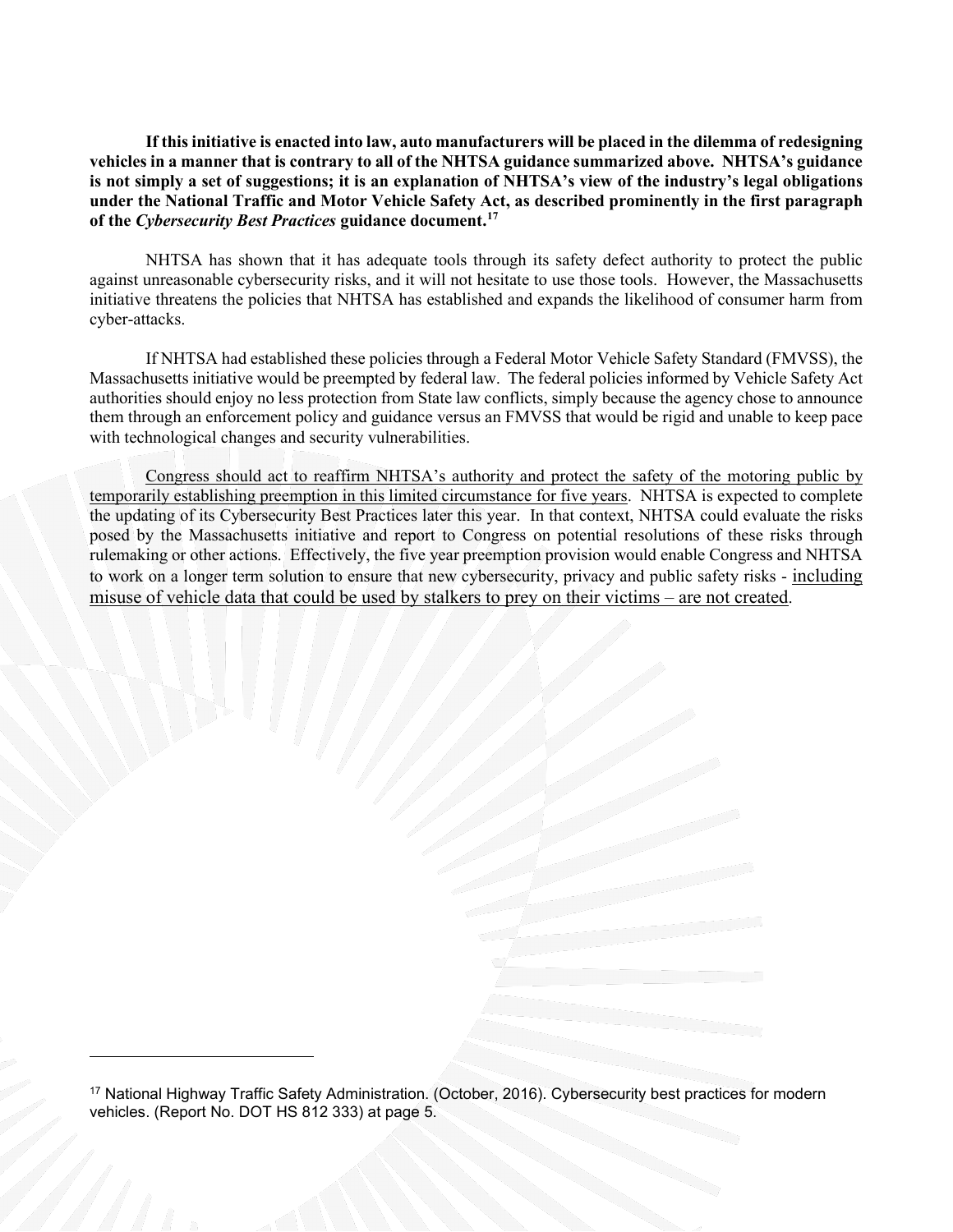**If this initiative is enacted into law, auto manufacturers will be placed in the dilemma of redesigning vehicles in a manner that is contrary to all of the NHTSA guidance summarized above. NHTSA's guidance is not simply a set of suggestions; it is an explanation of NHTSA's view of the industry's legal obligations under the National Traffic and Motor Vehicle Safety Act, as described prominently in the first paragraph of the *Cybersecurity Best Practices* guidance document.**[17]

NHTSA has shown that it has adequate tools through its safety defect authority to protect the public against unreasonable cybersecurity risks, and it will not hesitate to use those tools. However, the Massachusetts initiative threatens the policies that NHTSA has established and expands the likelihood of consumer harm from cyber-attacks.

If NHTSA had established these policies through a Federal Motor Vehicle Safety Standard (FMVSS), the Massachusetts initiative would be preempted by federal law. The federal policies informed by Vehicle Safety Act authorities should enjoy no less protection from State law conflicts, simply because the agency chose to announce them through an enforcement policy and guidance versus an FMVSS that would be rigid and unable to keep pace with technological changes and security vulnerabilities.

<u>Congress should act to reaffirm NHTSA's authority and protect the safety of the motoring public by temporarily establishing preemption in this limited circumstance for five years</u>. NHTSA is expected to complete the updating of its Cybersecurity Best Practices later this year. In that context, NHTSA could evaluate the risks posed by the Massachusetts initiative and report to Congress on potential resolutions of these risks through rulemaking or other actions. Effectively, the five year preemption provision would enable Congress and NHTSA to work on a longer term solution to ensure that new cybersecurity, privacy and public safety risks - <u>including misuse of vehicle data that could be used by stalkers to prey on their victims – are not created</u>.

---

[17] National Highway Traffic Safety Administration. (October, 2016). Cybersecurity best practices for modern vehicles. (Report No. DOT HS 812 333) at page 5.